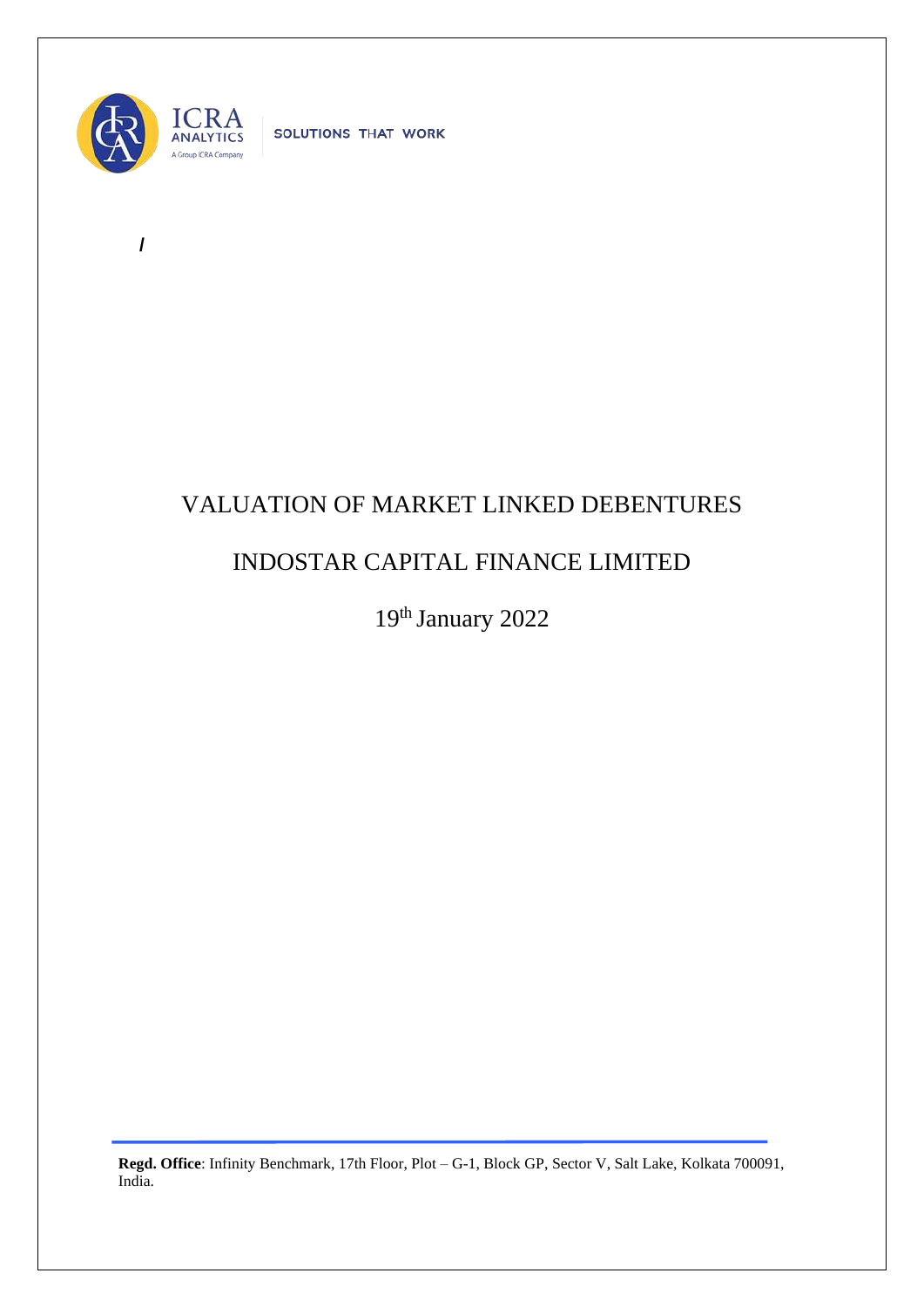# VALUATION OF MARKET LINKED DEBENTURES

## INDOSTAR CAPITAL FINANCE LIMITED

19th January 2022

**Regd. Office**: Infinity Benchmark, 17th Floor, Plot – G-1, Block GP, Sector V, Salt Lake, Kolkata 700091, India.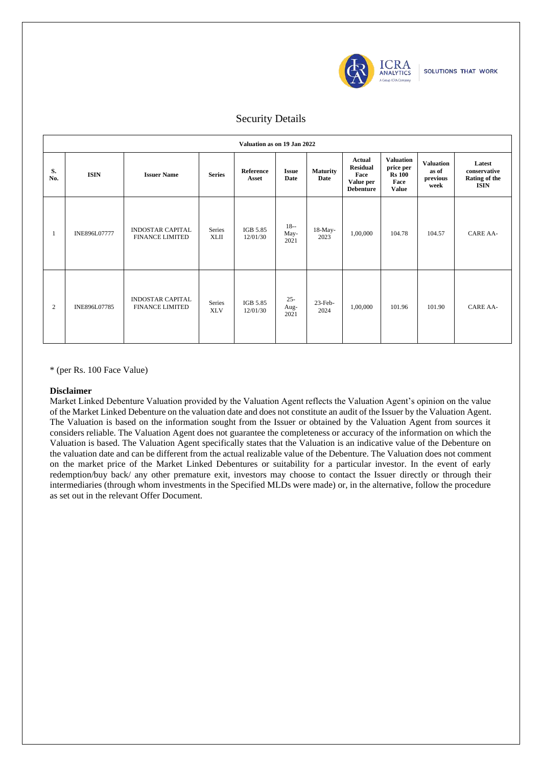# Security Details

| Valuation as on 19 Jan 2022 | | | | | | | | | | |
|---|---|---|---|---|---|---|---|---|---|---|
| **S. No.** | **ISIN** | **Issuer Name** | **Series** | **Reference Asset** | **Issue Date** | **Maturity Date** | **Actual Residual Face Value per Debenture** | **Valuation price per Rs 100 Face Value** | **Valuation as of previous week** | **Latest conservative Rating of the ISIN** |
| 1 | INE896L07777 | INDOSTAR CAPITAL FINANCE LIMITED | Series XLII | IGB 5.85 12/01/30 | 18--May-2021 | 18-May-2023 | 1,00,000 | 104.78 | 104.57 | CARE AA- |
| 2 | INE896L07785 | INDOSTAR CAPITAL FINANCE LIMITED | Series XLV | IGB 5.85 12/01/30 | 25-Aug-2021 | 23-Feb-2024 | 1,00,000 | 101.96 | 101.90 | CARE AA- |

* (per Rs. 100 Face Value)

**Disclaimer**

Market Linked Debenture Valuation provided by the Valuation Agent reflects the Valuation Agent's opinion on the value of the Market Linked Debenture on the valuation date and does not constitute an audit of the Issuer by the Valuation Agent. The Valuation is based on the information sought from the Issuer or obtained by the Valuation Agent from sources it considers reliable. The Valuation Agent does not guarantee the completeness or accuracy of the information on which the Valuation is based. The Valuation Agent specifically states that the Valuation is an indicative value of the Debenture on the valuation date and can be different from the actual realizable value of the Debenture. The Valuation does not comment on the market price of the Market Linked Debentures or suitability for a particular investor. In the event of early redemption/buy back/ any other premature exit, investors may choose to contact the Issuer directly or through their intermediaries (through whom investments in the Specified MLDs were made) or, in the alternative, follow the procedure as set out in the relevant Offer Document.